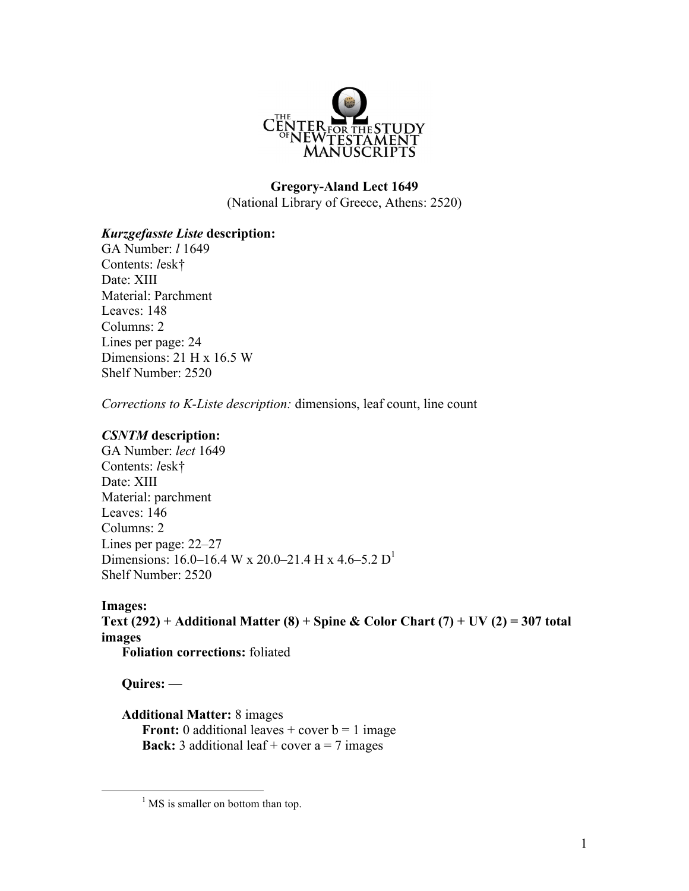**Gregory-Aland Lect 1649**
(National Library of Greece, Athens: 2520)

***Kurzgefasste Liste* description:**
GA Number: *l* 1649
Contents: *l*esk†
Date: XIII
Material: Parchment
Leaves: 148
Columns: 2
Lines per page: 24
Dimensions: 21 H x 16.5 W
Shelf Number: 2520

*Corrections to K-Liste description:* dimensions, leaf count, line count

***CSNTM* description:**
GA Number: *lect* 1649
Contents: *l*esk†
Date: XIII
Material: parchment
Leaves: 146
Columns: 2
Lines per page: 22–27
Dimensions: 16.0–16.4 W x 20.0–21.4 H x 4.6–5.2 D[1]
Shelf Number: 2520

**Images:**
**Text (292) + Additional Matter (8) + Spine & Color Chart (7) + UV (2) = 307 total images**

**Foliation corrections:** foliated

**Quires:** —

**Additional Matter:** 8 images
- **Front:** 0 additional leaves + cover b = 1 image
- **Back:** 3 additional leaf + cover a = 7 images

[1] MS is smaller on bottom than top.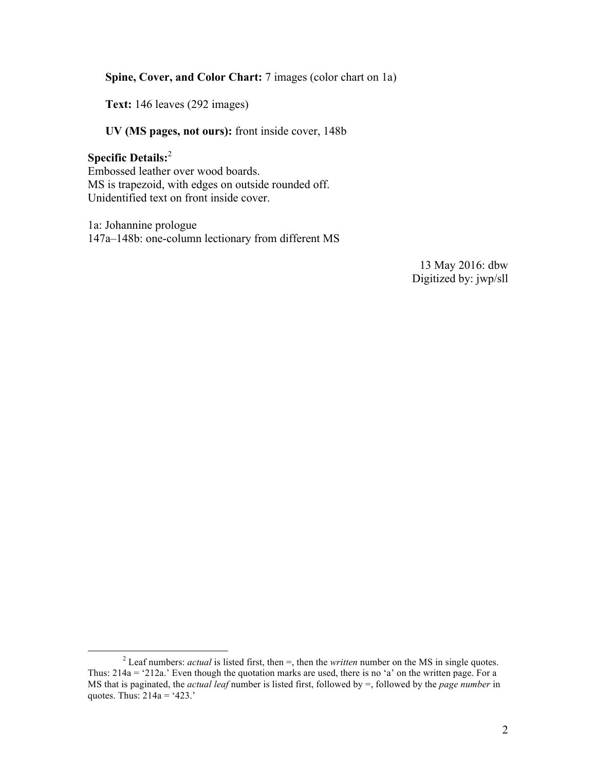**Spine, Cover, and Color Chart:** 7 images (color chart on 1a)

**Text:** 146 leaves (292 images)

**UV (MS pages, not ours):** front inside cover, 148b

**Specific Details:**[2]
Embossed leather over wood boards.
MS is trapezoid, with edges on outside rounded off.
Unidentified text on front inside cover.

1a: Johannine prologue
147a–148b: one-column lectionary from different MS

13 May 2016: dbw
Digitized by: jwp/sll

[2] Leaf numbers: *actual* is listed first, then =, then the *written* number on the MS in single quotes. Thus: 214a = '212a.' Even though the quotation marks are used, there is no 'a' on the written page. For a MS that is paginated, the *actual leaf* number is listed first, followed by =, followed by the *page number* in quotes. Thus: 214a = '423.'